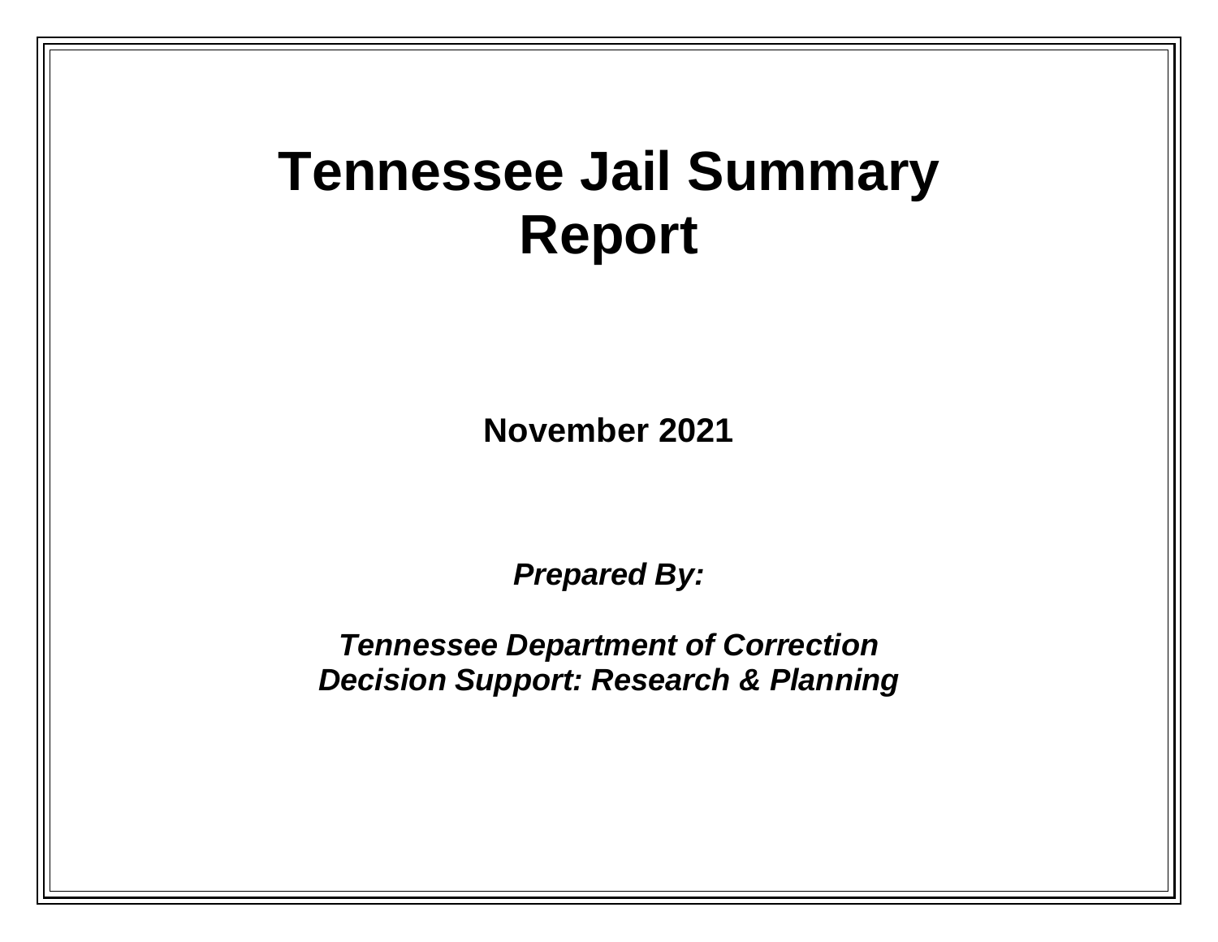# Tennessee Jail Summary Report

**November 2021**

***Prepared By:***

***Tennessee Department of Correction***
***Decision Support: Research & Planning***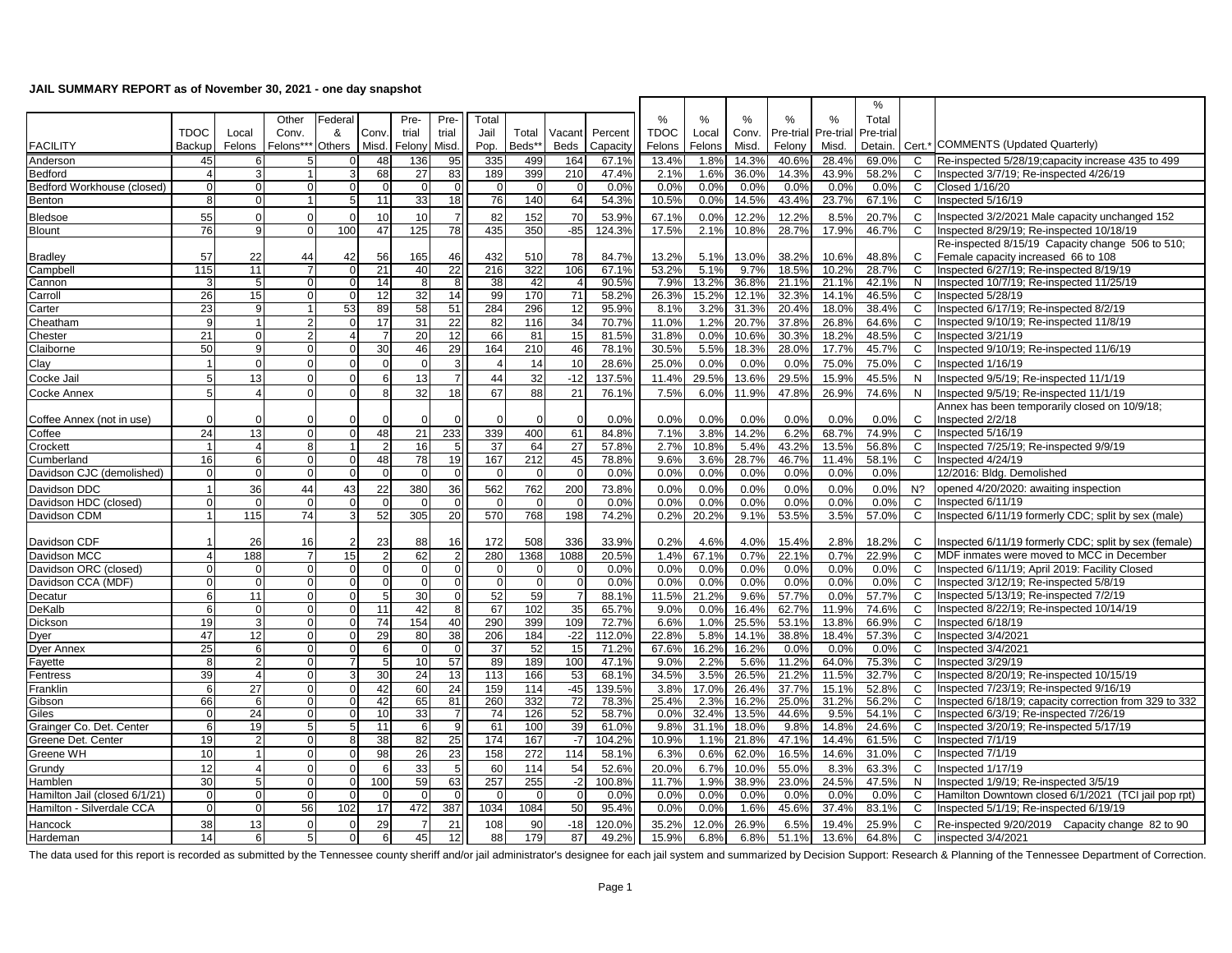**JAIL SUMMARY REPORT as of November 30, 2021 - one day snapshot**

| FACILITY | TDOC Backup | Local Felons | Other Conv. Felons*** | Federal & Others | Conv. Misd. | Pre-trial Felony | Pre-trial Misd. | Total Jail Pop. | Total Beds** | Vacant Beds | Percent Capacity | % TDOC Felons | % Local Felons | % Conv. Misd. | % Pre-trial Felony | % Pre-trial Misd. | % Total Pre-trial Detain. | Cert.* | COMMENTS (Updated Quarterly) |
|---|---|---|---|---|---|---|---|---|---|---|---|---|---|---|---|---|---|---|---|
| Anderson | 45 | 6 | 5 | 0 | 48 | 136 | 95 | 335 | 499 | 164 | 67.1% | 13.4% | 1.8% | 14.3% | 40.6% | 28.4% | 69.0% | C | Re-inspected 5/28/19;capacity increase 435 to 499 |
| Bedford | 4 | 3 | 1 | 3 | 68 | 27 | 83 | 189 | 399 | 210 | 47.4% | 2.1% | 1.6% | 36.0% | 14.3% | 43.9% | 58.2% | C | Inspected 3/7/19; Re-inspected 4/26/19 |
| Bedford Workhouse (closed) | 0 | 0 | 0 | 0 | 0 | 0 | 0 | 0 | 0 | 0 | 0.0% | 0.0% | 0.0% | 0.0% | 0.0% | 0.0% | 0.0% | C | Closed 1/16/20 |
| Benton | 8 | 0 | 1 | 5 | 11 | 33 | 18 | 76 | 140 | 64 | 54.3% | 10.5% | 0.0% | 14.5% | 43.4% | 23.7% | 67.1% | C | Inspected 5/16/19 |
| Bledsoe | 55 | 0 | 0 | 0 | 10 | 10 | 7 | 82 | 152 | 70 | 53.9% | 67.1% | 0.0% | 12.2% | 12.2% | 8.5% | 20.7% | C | Inspected 3/2/2021 Male capacity unchanged 152 |
| Blount | 76 | 9 | 0 | 100 | 47 | 125 | 78 | 435 | 350 | -85 | 124.3% | 17.5% | 2.1% | 10.8% | 28.7% | 17.9% | 46.7% | C | Inspected 8/29/19; Re-inspected 10/18/19 |
| Bradley | 57 | 22 | 44 | 42 | 56 | 165 | 46 | 432 | 510 | 78 | 84.7% | 13.2% | 5.1% | 13.0% | 38.2% | 10.6% | 48.8% | C | Re-inspected 8/15/19 Capacity change 506 to 510; Female capacity increased 66 to 108 |
| Campbell | 115 | 11 | 7 | 0 | 21 | 40 | 22 | 216 | 322 | 106 | 67.1% | 53.2% | 5.1% | 9.7% | 18.5% | 10.2% | 28.7% | C | Inspected 6/27/19; Re-inspected 8/19/19 |
| Cannon | 3 | 5 | 0 | 0 | 14 | 8 | 8 | 38 | 42 | 4 | 90.5% | 7.9% | 13.2% | 36.8% | 21.1% | 21.1% | 42.1% | N | Inspected 10/7/19; Re-inspected 11/25/19 |
| Carroll | 26 | 15 | 0 | 0 | 12 | 32 | 14 | 99 | 170 | 71 | 58.2% | 26.3% | 15.2% | 12.1% | 32.3% | 14.1% | 46.5% | C | Inspected 5/28/19 |
| Carter | 23 | 9 | 1 | 53 | 89 | 58 | 51 | 284 | 296 | 12 | 95.9% | 8.1% | 3.2% | 31.3% | 20.4% | 18.0% | 38.4% | C | Inspected 6/17/19; Re-inspected 8/2/19 |
| Cheatham | 9 | 1 | 2 | 0 | 17 | 31 | 22 | 82 | 116 | 34 | 70.7% | 11.0% | 1.2% | 20.7% | 37.8% | 26.8% | 64.6% | C | Inspected 9/10/19; Re-inspected 11/8/19 |
| Chester | 21 | 0 | 2 | 4 | 7 | 20 | 12 | 66 | 81 | 15 | 81.5% | 31.8% | 0.0% | 10.6% | 30.3% | 18.2% | 48.5% | C | Inspected 3/21/19 |
| Claiborne | 50 | 9 | 0 | 0 | 30 | 46 | 29 | 164 | 210 | 46 | 78.1% | 30.5% | 5.5% | 18.3% | 28.0% | 17.7% | 45.7% | C | Inspected 9/10/19; Re-inspected 11/6/19 |
| Clay | 1 | 0 | 0 | 0 | 0 | 0 | 3 | 4 | 14 | 10 | 28.6% | 25.0% | 0.0% | 0.0% | 0.0% | 75.0% | 75.0% | C | Inspected 1/16/19 |
| Cocke Jail | 5 | 13 | 0 | 0 | 6 | 13 | 7 | 44 | 32 | -12 | 137.5% | 11.4% | 29.5% | 13.6% | 29.5% | 15.9% | 45.5% | N | Inspected 9/5/19; Re-inspected 11/1/19 |
| Cocke Annex | 5 | 4 | 0 | 0 | 8 | 32 | 18 | 67 | 88 | 21 | 76.1% | 7.5% | 6.0% | 11.9% | 47.8% | 26.9% | 74.6% | N | Inspected 9/5/19; Re-inspected 11/1/19 |
| Coffee Annex (not in use) | 0 | 0 | 0 | 0 | 0 | 0 | 0 | 0 | 0 | 0 | 0.0% | 0.0% | 0.0% | 0.0% | 0.0% | 0.0% | 0.0% | C | Annex has been temporarily closed on 10/9/18; Inspected 2/2/18 |
| Coffee | 24 | 13 | 0 | 0 | 48 | 21 | 233 | 339 | 400 | 61 | 84.8% | 7.1% | 3.8% | 14.2% | 6.2% | 68.7% | 74.9% | C | Inspected 5/16/19 |
| Crockett | 1 | 4 | 8 | 1 | 2 | 16 | 5 | 37 | 64 | 27 | 57.8% | 2.7% | 10.8% | 5.4% | 43.2% | 13.5% | 56.8% | C | Inspected 7/25/19; Re-inspected 9/9/19 |
| Cumberland | 16 | 6 | 0 | 0 | 48 | 78 | 19 | 167 | 212 | 45 | 78.8% | 9.6% | 3.6% | 28.7% | 46.7% | 11.4% | 58.1% | C | Inspected 4/24/19 |
| Davidson CJC (demolished) | 0 | 0 | 0 | 0 | 0 | 0 | 0 | 0 | 0 | 0 | 0.0% | 0.0% | 0.0% | 0.0% | 0.0% | 0.0% | 0.0% | | 12/2016: Bldg. Demolished |
| Davidson DDC | 1 | 36 | 44 | 43 | 22 | 380 | 36 | 562 | 762 | 200 | 73.8% | 0.0% | 0.0% | 0.0% | 0.0% | 0.0% | 0.0% | N? | opened 4/20/2020: awaiting inspection |
| Davidson HDC (closed) | 0 | 0 | 0 | 0 | 0 | 0 | 0 | 0 | 0 | 0 | 0.0% | 0.0% | 0.0% | 0.0% | 0.0% | 0.0% | 0.0% | C | Inspected 6/11/19 |
| Davidson CDM | 1 | 115 | 74 | 3 | 52 | 305 | 20 | 570 | 768 | 198 | 74.2% | 0.2% | 20.2% | 9.1% | 53.5% | 3.5% | 57.0% | C | Inspected 6/11/19 formerly CDC; split by sex (male) |
| Davidson CDF | 1 | 26 | 16 | 2 | 23 | 88 | 16 | 172 | 508 | 336 | 33.9% | 0.2% | 4.6% | 4.0% | 15.4% | 2.8% | 18.2% | C | Inspected 6/11/19 formerly CDC; split by sex (female) |
| Davidson MCC | 4 | 188 | 7 | 15 | 2 | 62 | 2 | 280 | 1368 | 1088 | 20.5% | 1.4% | 67.1% | 0.7% | 22.1% | 0.7% | 22.9% | C | MDF inmates were moved to MCC in December |
| Davidson ORC (closed) | 0 | 0 | 0 | 0 | 0 | 0 | 0 | 0 | 0 | 0 | 0.0% | 0.0% | 0.0% | 0.0% | 0.0% | 0.0% | 0.0% | C | Inspected 6/11/19; April 2019: Facility Closed |
| Davidson CCA (MDF) | 0 | 0 | 0 | 0 | 0 | 0 | 0 | 0 | 0 | 0 | 0.0% | 0.0% | 0.0% | 0.0% | 0.0% | 0.0% | 0.0% | C | Inspected 3/12/19; Re-inspected 5/8/19 |
| Decatur | 6 | 11 | 0 | 0 | 5 | 30 | 0 | 52 | 59 | 7 | 88.1% | 11.5% | 21.2% | 9.6% | 57.7% | 0.0% | 57.7% | C | Inspected 5/13/19; Re-inspected 7/2/19 |
| DeKalb | 6 | 0 | 0 | 0 | 11 | 42 | 8 | 67 | 102 | 35 | 65.7% | 9.0% | 0.0% | 16.4% | 62.7% | 11.9% | 74.6% | C | Inspected 8/22/19; Re-inspected 10/14/19 |
| Dickson | 19 | 3 | 0 | 0 | 74 | 154 | 40 | 290 | 399 | 109 | 72.7% | 6.6% | 1.0% | 25.5% | 53.1% | 13.8% | 66.9% | C | Inspected 6/18/19 |
| Dyer | 47 | 12 | 0 | 0 | 29 | 80 | 38 | 206 | 184 | -22 | 112.0% | 22.8% | 5.8% | 14.1% | 38.8% | 18.4% | 57.3% | C | Inspected 3/4/2021 |
| Dyer Annex | 25 | 6 | 0 | 0 | 6 | 0 | 0 | 37 | 52 | 15 | 71.2% | 67.6% | 16.2% | 16.2% | 0.0% | 0.0% | 0.0% | C | Inspected 3/4/2021 |
| Fayette | 8 | 2 | 0 | 7 | 5 | 10 | 57 | 89 | 189 | 100 | 47.1% | 9.0% | 2.2% | 5.6% | 11.2% | 64.0% | 75.3% | C | Inspected 3/29/19 |
| Fentress | 39 | 4 | 0 | 3 | 30 | 24 | 13 | 113 | 166 | 53 | 68.1% | 34.5% | 3.5% | 26.5% | 21.2% | 11.5% | 32.7% | C | Inspected 8/20/19; Re-inspected 10/15/19 |
| Franklin | 6 | 27 | 0 | 0 | 42 | 60 | 24 | 159 | 114 | -45 | 139.5% | 3.8% | 17.0% | 26.4% | 37.7% | 15.1% | 52.8% | C | Inspected 7/23/19; Re-inspected 9/16/19 |
| Gibson | 66 | 6 | 0 | 0 | 42 | 65 | 81 | 260 | 332 | 72 | 78.3% | 25.4% | 2.3% | 16.2% | 25.0% | 31.2% | 56.2% | C | Inspected 6/18/19; capacity correction from 329 to 332 |
| Giles | 0 | 24 | 0 | 0 | 10 | 33 | 7 | 74 | 126 | 52 | 58.7% | 0.0% | 32.4% | 13.5% | 44.6% | 9.5% | 54.1% | C | Inspected 6/3/19; Re-inspected 7/26/19 |
| Grainger Co. Det. Center | 6 | 19 | 5 | 5 | 11 | 6 | 9 | 61 | 100 | 39 | 61.0% | 9.8% | 31.1% | 18.0% | 9.8% | 14.8% | 24.6% | C | Inspected 3/20/19; Re-inspected 5/17/19 |
| Greene Det. Center | 19 | 2 | 0 | 8 | 38 | 82 | 25 | 174 | 167 | -7 | 104.2% | 10.9% | 1.1% | 21.8% | 47.1% | 14.4% | 61.5% | C | Inspected 7/1/19 |
| Greene WH | 10 | 1 | 0 | 0 | 98 | 26 | 23 | 158 | 272 | 114 | 58.1% | 6.3% | 0.6% | 62.0% | 16.5% | 14.6% | 31.0% | C | Inspected 7/1/19 |
| Grundy | 12 | 4 | 0 | 0 | 6 | 33 | 5 | 60 | 114 | 54 | 52.6% | 20.0% | 6.7% | 10.0% | 55.0% | 8.3% | 63.3% | C | Inspected 1/17/19 |
| Hamblen | 30 | 5 | 0 | 0 | 100 | 59 | 63 | 257 | 255 | -2 | 100.8% | 11.7% | 1.9% | 38.9% | 23.0% | 24.5% | 47.5% | N | Inspected 1/9/19; Re-inspected 3/5/19 |
| Hamilton Jail (closed 6/1/21) | 0 | 0 | 0 | 0 | 0 | 0 | 0 | 0 | 0 | 0 | 0.0% | 0.0% | 0.0% | 0.0% | 0.0% | 0.0% | 0.0% | C | Hamilton Downtown closed 6/1/2021 (TCI jail pop rpt) |
| Hamilton - Silverdale CCA | 0 | 0 | 56 | 102 | 17 | 472 | 387 | 1034 | 1084 | 50 | 95.4% | 0.0% | 0.0% | 1.6% | 45.6% | 37.4% | 83.1% | C | Inspected 5/1/19; Re-inspected 6/19/19 |
| Hancock | 38 | 13 | 0 | 0 | 29 | 7 | 21 | 108 | 90 | -18 | 120.0% | 35.2% | 12.0% | 26.9% | 6.5% | 19.4% | 25.9% | C | Re-inspected 9/20/2019 Capacity change 82 to 90 |
| Hardeman | 14 | 6 | 5 | 0 | 6 | 45 | 12 | 88 | 179 | 87 | 49.2% | 15.9% | 6.8% | 6.8% | 51.1% | 13.6% | 64.8% | C | inspected 3/4/2021 |

The data used for this report is recorded as submitted by the Tennessee county sheriff and/or jail administrator's designee for each jail system and summarized by Decision Support: Research & Planning of the Tennessee Department of Correction.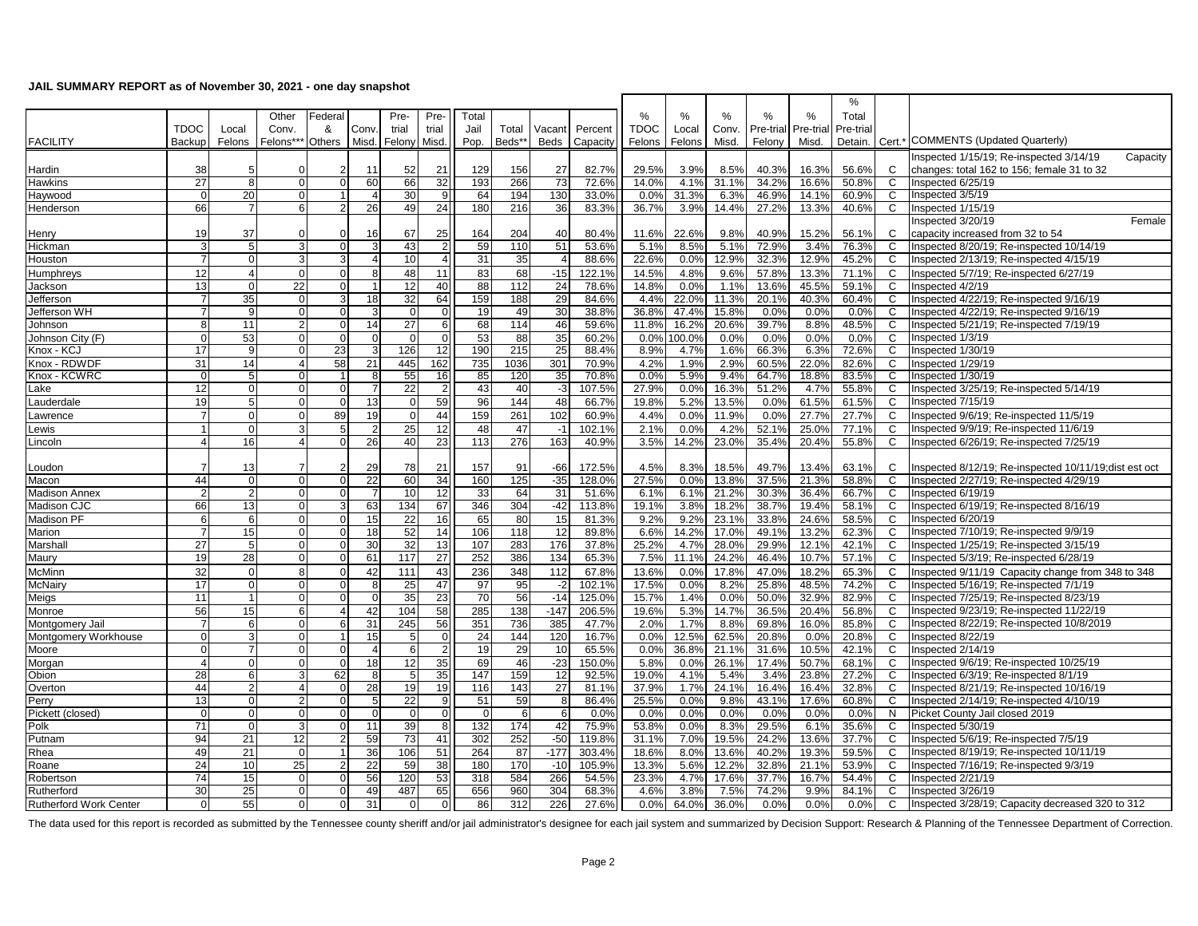**JAIL SUMMARY REPORT as of November 30, 2021 - one day snapshot**

| FACILITY | TDOC Backup | Local Felons | Other Conv. Felons*** | Federal & Others | Conv. Misd. | Pre-trial Felony | Pre-trial Misd. | Total Jail Pop. | Total Beds** | Vacant Beds | Percent Capacity | % TDOC Felons | % Local Felons | % Conv. Misd. | % Pre-trial Felony | % Pre-trial Misd. | % Total Pre-trial Detain. | Cert.* | COMMENTS (Updated Quarterly) |
|---|---|---|---|---|---|---|---|---|---|---|---|---|---|---|---|---|---|---|---|
| Hardin | 38 | 5 | 0 | 2 | 11 | 52 | 21 | 129 | 156 | 27 | 82.7% | 29.5% | 3.9% | 8.5% | 40.3% | 16.3% | 56.6% | C | Inspected 1/15/19; Re-inspected 3/14/19 Capacity changes: total 162 to 156; female 31 to 32 |
| Hawkins | 27 | 8 | 0 | 0 | 60 | 66 | 32 | 193 | 266 | 73 | 72.6% | 14.0% | 4.1% | 31.1% | 34.2% | 16.6% | 50.8% | C | Inspected 6/25/19 |
| Haywood | 0 | 20 | 0 | 1 | 4 | 30 | 9 | 64 | 194 | 130 | 33.0% | 0.0% | 31.3% | 6.3% | 46.9% | 14.1% | 60.9% | C | Inspected 3/5/19 |
| Henderson | 66 | 7 | 6 | 2 | 26 | 49 | 24 | 180 | 216 | 36 | 83.3% | 36.7% | 3.9% | 14.4% | 27.2% | 13.3% | 40.6% | C | Inspected 1/15/19 |
| Henry | 19 | 37 | 0 | 0 | 16 | 67 | 25 | 164 | 204 | 40 | 80.4% | 11.6% | 22.6% | 9.8% | 40.9% | 15.2% | 56.1% | C | Inspected 3/20/19 Female capacity increased from 32 to 54 |
| Hickman | 3 | 5 | 3 | 0 | 3 | 43 | 2 | 59 | 110 | 51 | 53.6% | 5.1% | 8.5% | 5.1% | 72.9% | 3.4% | 76.3% | C | Inspected 8/20/19; Re-inspected 10/14/19 |
| Houston | 7 | 0 | 3 | 3 | 4 | 10 | 4 | 31 | 35 | 4 | 88.6% | 22.6% | 0.0% | 12.9% | 32.3% | 12.9% | 45.2% | C | Inspected 2/13/19; Re-inspected 4/15/19 |
| Humphreys | 12 | 4 | 0 | 0 | 8 | 48 | 11 | 83 | 68 | -15 | 122.1% | 14.5% | 4.8% | 9.6% | 57.8% | 13.3% | 71.1% | C | Inspected 5/7/19; Re-inspected 6/27/19 |
| Jackson | 13 | 0 | 22 | 0 | 1 | 12 | 40 | 88 | 112 | 24 | 78.6% | 14.8% | 0.0% | 1.1% | 13.6% | 45.5% | 59.1% | C | Inspected 4/2/19 |
| Jefferson | 7 | 35 | 0 | 3 | 18 | 32 | 64 | 159 | 188 | 29 | 84.6% | 4.4% | 22.0% | 11.3% | 20.1% | 40.3% | 60.4% | C | Inspected 4/22/19; Re-inspected 9/16/19 |
| Jefferson WH | 7 | 9 | 0 | 0 | 3 | 0 | 0 | 19 | 49 | 30 | 38.8% | 36.8% | 47.4% | 15.8% | 0.0% | 0.0% | 0.0% | C | Inspected 4/22/19; Re-inspected 9/16/19 |
| Johnson | 8 | 11 | 2 | 0 | 14 | 27 | 6 | 68 | 114 | 46 | 59.6% | 11.8% | 16.2% | 20.6% | 39.7% | 8.8% | 48.5% | C | Inspected 5/21/19; Re-inspected 7/19/19 |
| Johnson City (F) | 0 | 53 | 0 | 0 | 0 | 0 | 0 | 53 | 88 | 35 | 60.2% | 0.0% | 100.0% | 0.0% | 0.0% | 0.0% | 0.0% | C | Inspected 1/3/19 |
| Knox - KCJ | 17 | 9 | 0 | 23 | 3 | 126 | 12 | 190 | 215 | 25 | 88.4% | 8.9% | 4.7% | 1.6% | 66.3% | 6.3% | 72.6% | C | Inspected 1/30/19 |
| Knox - RDWDF | 31 | 14 | 4 | 58 | 21 | 445 | 162 | 735 | 1036 | 301 | 70.9% | 4.2% | 1.9% | 2.9% | 60.5% | 22.0% | 82.6% | C | Inspected 1/29/19 |
| Knox - KCWRC | 0 | 5 | 0 | 1 | 8 | 55 | 16 | 85 | 120 | 35 | 70.8% | 0.0% | 5.9% | 9.4% | 64.7% | 18.8% | 83.5% | C | Inspected 1/30/19 |
| Lake | 12 | 0 | 0 | 0 | 7 | 22 | 2 | 43 | 40 | -3 | 107.5% | 27.9% | 0.0% | 16.3% | 51.2% | 4.7% | 55.8% | C | Inspected 3/25/19; Re-inspected 5/14/19 |
| Lauderdale | 19 | 5 | 0 | 0 | 13 | 0 | 59 | 96 | 144 | 48 | 66.7% | 19.8% | 5.2% | 13.5% | 0.0% | 61.5% | 61.5% | C | Inspected 7/15/19 |
| Lawrence | 7 | 0 | 0 | 89 | 19 | 0 | 44 | 159 | 261 | 102 | 60.9% | 4.4% | 0.0% | 11.9% | 0.0% | 27.7% | 27.7% | C | Inspected 9/6/19; Re-inspected 11/5/19 |
| Lewis | 1 | 0 | 3 | 5 | 2 | 25 | 12 | 48 | 47 | -1 | 102.1% | 2.1% | 0.0% | 4.2% | 52.1% | 25.0% | 77.1% | C | Inspected 9/9/19; Re-inspected 11/6/19 |
| Lincoln | 4 | 16 | 4 | 0 | 26 | 40 | 23 | 113 | 276 | 163 | 40.9% | 3.5% | 14.2% | 23.0% | 35.4% | 20.4% | 55.8% | C | Inspected 6/26/19; Re-inspected 7/25/19 |
| Loudon | 7 | 13 | 7 | 2 | 29 | 78 | 21 | 157 | 91 | -66 | 172.5% | 4.5% | 8.3% | 18.5% | 49.7% | 13.4% | 63.1% | C | Inspected 8/12/19; Re-inspected 10/11/19;dist est oct |
| Macon | 44 | 0 | 0 | 0 | 22 | 60 | 34 | 160 | 125 | -35 | 128.0% | 27.5% | 0.0% | 13.8% | 37.5% | 21.3% | 58.8% | C | Inspected 2/27/19; Re-inspected 4/29/19 |
| Madison Annex | 2 | 2 | 0 | 0 | 7 | 10 | 12 | 33 | 64 | 31 | 51.6% | 6.1% | 6.1% | 21.2% | 30.3% | 36.4% | 66.7% | C | Inspected 6/19/19 |
| Madison CJC | 66 | 13 | 0 | 3 | 63 | 134 | 67 | 346 | 304 | -42 | 113.8% | 19.1% | 3.8% | 18.2% | 38.7% | 19.4% | 58.1% | C | Inspected 6/19/19; Re-inspected 8/16/19 |
| Madison PF | 6 | 6 | 0 | 0 | 15 | 22 | 16 | 65 | 80 | 15 | 81.3% | 9.2% | 9.2% | 23.1% | 33.8% | 24.6% | 58.5% | C | Inspected 6/20/19 |
| Marion | 7 | 15 | 0 | 0 | 18 | 52 | 14 | 106 | 118 | 12 | 89.8% | 6.6% | 14.2% | 17.0% | 49.1% | 13.2% | 62.3% | C | Inspected 7/10/19; Re-inspected 9/9/19 |
| Marshall | 27 | 5 | 0 | 0 | 30 | 32 | 13 | 107 | 283 | 176 | 37.8% | 25.2% | 4.7% | 28.0% | 29.9% | 12.1% | 42.1% | C | Inspected 1/25/19; Re-inspected 3/15/19 |
| Maury | 19 | 28 | 0 | 0 | 61 | 117 | 27 | 252 | 386 | 134 | 65.3% | 7.5% | 11.1% | 24.2% | 46.4% | 10.7% | 57.1% | C | Inspected 5/3/19; Re-inspected 6/28/19 |
| McMinn | 32 | 0 | 8 | 0 | 42 | 111 | 43 | 236 | 348 | 112 | 67.8% | 13.6% | 0.0% | 17.8% | 47.0% | 18.2% | 65.3% | C | Inspected 9/11/19 Capacity change from 348 to 348 |
| McNairy | 17 | 0 | 0 | 0 | 8 | 25 | 47 | 97 | 95 | -2 | 102.1% | 17.5% | 0.0% | 8.2% | 25.8% | 48.5% | 74.2% | C | Inspected 5/16/19; Re-inspected 7/1/19 |
| Meigs | 11 | 1 | 0 | 0 | 0 | 35 | 23 | 70 | 56 | -14 | 125.0% | 15.7% | 1.4% | 0.0% | 50.0% | 32.9% | 82.9% | C | Inspected 7/25/19; Re-inspected 8/23/19 |
| Monroe | 56 | 15 | 6 | 4 | 42 | 104 | 58 | 285 | 138 | -147 | 206.5% | 19.6% | 5.3% | 14.7% | 36.5% | 20.4% | 56.8% | C | Inspected 9/23/19; Re-inspected 11/22/19 |
| Montgomery Jail | 7 | 6 | 0 | 6 | 31 | 245 | 56 | 351 | 736 | 385 | 47.7% | 2.0% | 1.7% | 8.8% | 69.8% | 16.0% | 85.8% | C | Inspected 8/22/19; Re-inspected 10/8/2019 |
| Montgomery Workhouse | 0 | 3 | 0 | 1 | 15 | 5 | 0 | 24 | 144 | 120 | 16.7% | 0.0% | 12.5% | 62.5% | 20.8% | 0.0% | 20.8% | C | Inspected 8/22/19 |
| Moore | 0 | 7 | 0 | 0 | 4 | 6 | 2 | 19 | 29 | 10 | 65.5% | 0.0% | 36.8% | 21.1% | 31.6% | 10.5% | 42.1% | C | Inspected 2/14/19 |
| Morgan | 4 | 0 | 0 | 0 | 18 | 12 | 35 | 69 | 46 | -23 | 150.0% | 5.8% | 0.0% | 26.1% | 17.4% | 50.7% | 68.1% | C | Inspected 9/6/19; Re-inspected 10/25/19 |
| Obion | 28 | 6 | 3 | 62 | 8 | 5 | 35 | 147 | 159 | 12 | 92.5% | 19.0% | 4.1% | 5.4% | 3.4% | 23.8% | 27.2% | C | Inspected 6/3/19; Re-inspected 8/1/19 |
| Overton | 44 | 2 | 4 | 0 | 28 | 19 | 19 | 116 | 143 | 27 | 81.1% | 37.9% | 1.7% | 24.1% | 16.4% | 16.4% | 32.8% | C | Inspected 8/21/19; Re-inspected 10/16/19 |
| Perry | 13 | 0 | 2 | 0 | 5 | 22 | 9 | 51 | 59 | 8 | 86.4% | 25.5% | 0.0% | 9.8% | 43.1% | 17.6% | 60.8% | C | Inspected 2/14/19; Re-inspected 4/10/19 |
| Pickett (closed) | 0 | 0 | 0 | 0 | 0 | 0 | 0 | 0 | 6 | 6 | 0.0% | 0.0% | 0.0% | 0.0% | 0.0% | 0.0% | 0.0% | N | Picket County Jail closed 2019 |
| Polk | 71 | 0 | 3 | 0 | 11 | 39 | 8 | 132 | 174 | 42 | 75.9% | 53.8% | 0.0% | 8.3% | 29.5% | 6.1% | 35.6% | C | Inspected 5/30/19 |
| Putnam | 94 | 21 | 12 | 2 | 59 | 73 | 41 | 302 | 252 | -50 | 119.8% | 31.1% | 7.0% | 19.5% | 24.2% | 13.6% | 37.7% | C | Inspected 5/6/19; Re-inspected 7/5/19 |
| Rhea | 49 | 21 | 0 | 1 | 36 | 106 | 51 | 264 | 87 | -177 | 303.4% | 18.6% | 8.0% | 13.6% | 40.2% | 19.3% | 59.5% | C | Inspected 8/19/19; Re-inspected 10/11/19 |
| Roane | 24 | 10 | 25 | 2 | 22 | 59 | 38 | 180 | 170 | -10 | 105.9% | 13.3% | 5.6% | 12.2% | 32.8% | 21.1% | 53.9% | C | Inspected 7/16/19; Re-inspected 9/3/19 |
| Robertson | 74 | 15 | 0 | 0 | 56 | 120 | 53 | 318 | 584 | 266 | 54.5% | 23.3% | 4.7% | 17.6% | 37.7% | 16.7% | 54.4% | C | Inspected 2/21/19 |
| Rutherford | 30 | 25 | 0 | 0 | 49 | 487 | 65 | 656 | 960 | 304 | 68.3% | 4.6% | 3.8% | 7.5% | 74.2% | 9.9% | 84.1% | C | Inspected 3/26/19 |
| Rutherford Work Center | 0 | 55 | 0 | 0 | 31 | 0 | 0 | 86 | 312 | 226 | 27.6% | 0.0% | 64.0% | 36.0% | 0.0% | 0.0% | 0.0% | C | Inspected 3/28/19; Capacity decreased 320 to 312 |

The data used for this report is recorded as submitted by the Tennessee county sheriff and/or jail administrator's designee for each jail system and summarized by Decision Support: Research & Planning of the Tennessee Department of Correction.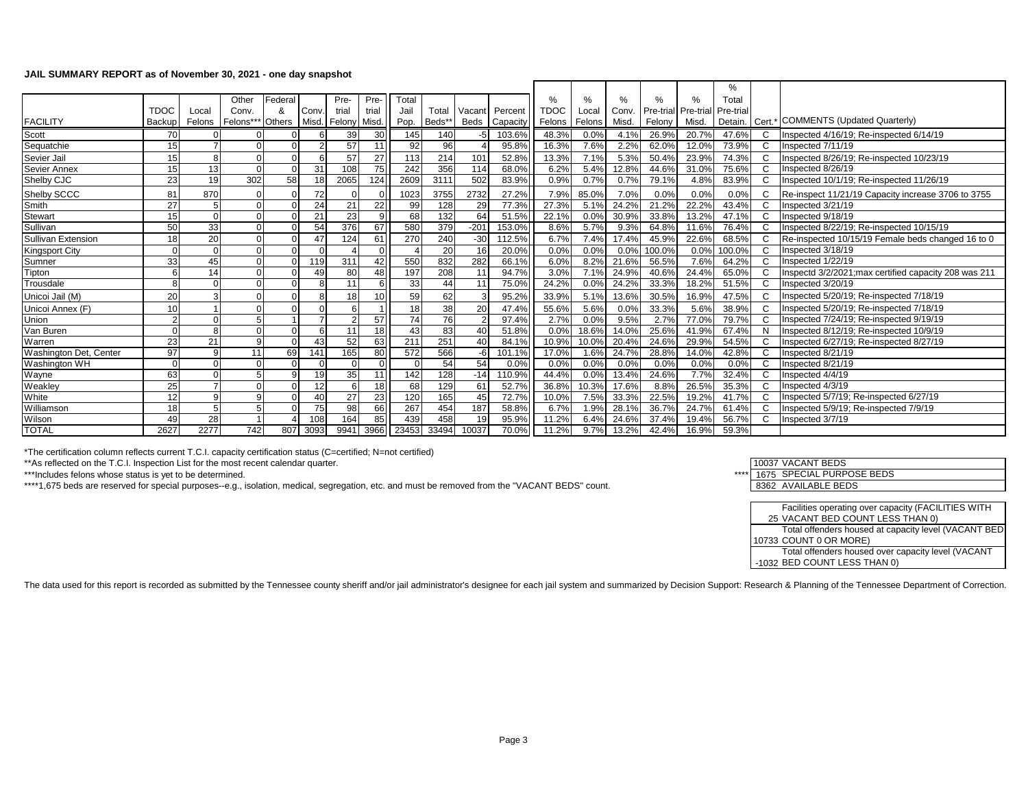**JAIL SUMMARY REPORT as of November 30, 2021 - one day snapshot**

| FACILITY | TDOC Backup | Local Felons | Other Conv. Felons*** | Federal & Others | Conv. Misd. | Pre-trial Felony | Pre-trial Misd. | Total Jail Pop. | Total Beds** | Vacant Beds | Percent Capacity | % TDOC Felons | % Local Felons | % Conv. Misd. | % Pre-trial Felony | % Pre-trial Misd. | % Total Pre-trial Detain. | Cert.* | COMMENTS (Updated Quarterly) |
|---|---|---|---|---|---|---|---|---|---|---|---|---|---|---|---|---|---|---|---|
| Scott | 70 | 0 | 0 | 0 | 6 | 39 | 30 | 145 | 140 | -5 | 103.6% | 48.3% | 0.0% | 4.1% | 26.9% | 20.7% | 47.6% | C | Inspected 4/16/19; Re-inspected 6/14/19 |
| Sequatchie | 15 | 7 | 0 | 0 | 2 | 57 | 11 | 92 | 96 | 4 | 95.8% | 16.3% | 7.6% | 2.2% | 62.0% | 12.0% | 73.9% | C | Inspected 7/11/19 |
| Sevier Jail | 15 | 8 | 0 | 0 | 6 | 57 | 27 | 113 | 214 | 101 | 52.8% | 13.3% | 7.1% | 5.3% | 50.4% | 23.9% | 74.3% | C | Inspected 8/26/19; Re-inspected 10/23/19 |
| Sevier Annex | 15 | 13 | 0 | 0 | 31 | 108 | 75 | 242 | 356 | 114 | 68.0% | 6.2% | 5.4% | 12.8% | 44.6% | 31.0% | 75.6% | C | Inspected 8/26/19 |
| Shelby CJC | 23 | 19 | 302 | 58 | 18 | 2065 | 124 | 2609 | 3111 | 502 | 83.9% | 0.9% | 0.7% | 0.7% | 79.1% | 4.8% | 83.9% | C | Inspected 10/1/19; Re-inspected 11/26/19 |
| Shelby SCCC | 81 | 870 | 0 | 0 | 72 | 0 | 0 | 1023 | 3755 | 2732 | 27.2% | 7.9% | 85.0% | 7.0% | 0.0% | 0.0% | 0.0% | C | Re-inspect 11/21/19 Capacity increase 3706 to 3755 |
| Smith | 27 | 5 | 0 | 0 | 24 | 21 | 22 | 99 | 128 | 29 | 77.3% | 27.3% | 5.1% | 24.2% | 21.2% | 22.2% | 43.4% | C | Inspected 3/21/19 |
| Stewart | 15 | 0 | 0 | 0 | 21 | 23 | 9 | 68 | 132 | 64 | 51.5% | 22.1% | 0.0% | 30.9% | 33.8% | 13.2% | 47.1% | C | Inspected 9/18/19 |
| Sullivan | 50 | 33 | 0 | 0 | 54 | 376 | 67 | 580 | 379 | -201 | 153.0% | 8.6% | 5.7% | 9.3% | 64.8% | 11.6% | 76.4% | C | Inspected 8/22/19; Re-inspected 10/15/19 |
| Sullivan Extension | 18 | 20 | 0 | 0 | 47 | 124 | 61 | 270 | 240 | -30 | 112.5% | 6.7% | 7.4% | 17.4% | 45.9% | 22.6% | 68.5% | C | Re-inspected 10/15/19 Female beds changed 16 to 0 |
| Kingsport City | 0 | 0 | 0 | 0 | 0 | 4 | 0 | 4 | 20 | 16 | 20.0% | 0.0% | 0.0% | 0.0% | 100.0% | 0.0% | 100.0% | C | Inspected 3/18/19 |
| Sumner | 33 | 45 | 0 | 0 | 119 | 311 | 42 | 550 | 832 | 282 | 66.1% | 6.0% | 8.2% | 21.6% | 56.5% | 7.6% | 64.2% | C | Inspected 1/22/19 |
| Tipton | 6 | 14 | 0 | 0 | 49 | 80 | 48 | 197 | 208 | 11 | 94.7% | 3.0% | 7.1% | 24.9% | 40.6% | 24.4% | 65.0% | C | Inspectd 3/2/2021;max certified capacity 208 was 211 |
| Trousdale | 8 | 0 | 0 | 0 | 8 | 11 | 6 | 33 | 44 | 11 | 75.0% | 24.2% | 0.0% | 24.2% | 33.3% | 18.2% | 51.5% | C | Inspected 3/20/19 |
| Unicoi Jail (M) | 20 | 3 | 0 | 0 | 8 | 18 | 10 | 59 | 62 | 3 | 95.2% | 33.9% | 5.1% | 13.6% | 30.5% | 16.9% | 47.5% | C | Inspected 5/20/19; Re-inspected 7/18/19 |
| Unicoi Annex (F) | 10 | 1 | 0 | 0 | 0 | 6 | 1 | 18 | 38 | 20 | 47.4% | 55.6% | 5.6% | 0.0% | 33.3% | 5.6% | 38.9% | C | Inspected 5/20/19; Re-inspected 7/18/19 |
| Union | 2 | 0 | 5 | 1 | 7 | 2 | 57 | 74 | 76 | 2 | 97.4% | 2.7% | 0.0% | 9.5% | 2.7% | 77.0% | 79.7% | C | Inspected 7/24/19; Re-inspected 9/19/19 |
| Van Buren | 0 | 8 | 0 | 0 | 6 | 11 | 18 | 43 | 83 | 40 | 51.8% | 0.0% | 18.6% | 14.0% | 25.6% | 41.9% | 67.4% | N | Inspected 8/12/19; Re-inspected 10/9/19 |
| Warren | 23 | 21 | 9 | 0 | 43 | 52 | 63 | 211 | 251 | 40 | 84.1% | 10.9% | 10.0% | 20.4% | 24.6% | 29.9% | 54.5% | C | Inspected 6/27/19; Re-inspected 8/27/19 |
| Washington Det, Center | 97 | 9 | 11 | 69 | 141 | 165 | 80 | 572 | 566 | -6 | 101.1% | 17.0% | 1.6% | 24.7% | 28.8% | 14.0% | 42.8% | C | Inspected 8/21/19 |
| Washington WH | 0 | 0 | 0 | 0 | 0 | 0 | 0 | 0 | 54 | 54 | 0.0% | 0.0% | 0.0% | 0.0% | 0.0% | 0.0% | 0.0% | C | Inspected 8/21/19 |
| Wayne | 63 | 0 | 5 | 9 | 19 | 35 | 11 | 142 | 128 | -14 | 110.9% | 44.4% | 0.0% | 13.4% | 24.6% | 7.7% | 32.4% | C | Inspected 4/4/19 |
| Weakley | 25 | 7 | 0 | 0 | 12 | 6 | 18 | 68 | 129 | 61 | 52.7% | 36.8% | 10.3% | 17.6% | 8.8% | 26.5% | 35.3% | C | Inspected 4/3/19 |
| White | 12 | 9 | 9 | 0 | 40 | 27 | 23 | 120 | 165 | 45 | 72.7% | 10.0% | 7.5% | 33.3% | 22.5% | 19.2% | 41.7% | C | Inspected 5/7/19; Re-inspected 6/27/19 |
| Williamson | 18 | 5 | 5 | 0 | 75 | 98 | 66 | 267 | 454 | 187 | 58.8% | 6.7% | 1.9% | 28.1% | 36.7% | 24.7% | 61.4% | C | Inspected 5/9/19; Re-inspected 7/9/19 |
| Wilson | 49 | 28 | 1 | 4 | 108 | 164 | 85 | 439 | 458 | 19 | 95.9% | 11.2% | 6.4% | 24.6% | 37.4% | 19.4% | 56.7% | C | Inspected 3/7/19 |
| TOTAL | 2627 | 2277 | 742 | 807 | 3093 | 9941 | 3966 | 23453 | 33494 | 10037 | 70.0% | 11.2% | 9.7% | 13.2% | 42.4% | 16.9% | 59.3% | | |

*The certification column reflects current T.C.I. capacity certification status (C=certified; N=not certified)

**As reflected on the T.C.I. Inspection List for the most recent calendar quarter.

***Includes felons whose status is yet to be determined.

****1,675 beds are reserved for special purposes--e.g., isolation, medical, segregation, etc. and must be removed from the "VACANT BEDS" count.

| | | |
|---|---|---|
| | 10037 | VACANT BEDS |
| **** | 1675 | SPECIAL PURPOSE BEDS |
| | 8362 | AVAILABLE BEDS |

| | |
|---|---|
| 25 | Facilities operating over capacity (FACILITIES WITH VACANT BED COUNT LESS THAN 0) |
| 10733 | Total offenders housed at capacity level (VACANT BED COUNT 0 OR MORE) |
| -1032 | Total offenders housed over capacity level (VACANT BED COUNT LESS THAN 0) |

The data used for this report is recorded as submitted by the Tennessee county sheriff and/or jail administrator's designee for each jail system and summarized by Decision Support: Research & Planning of the Tennessee Department of Correction.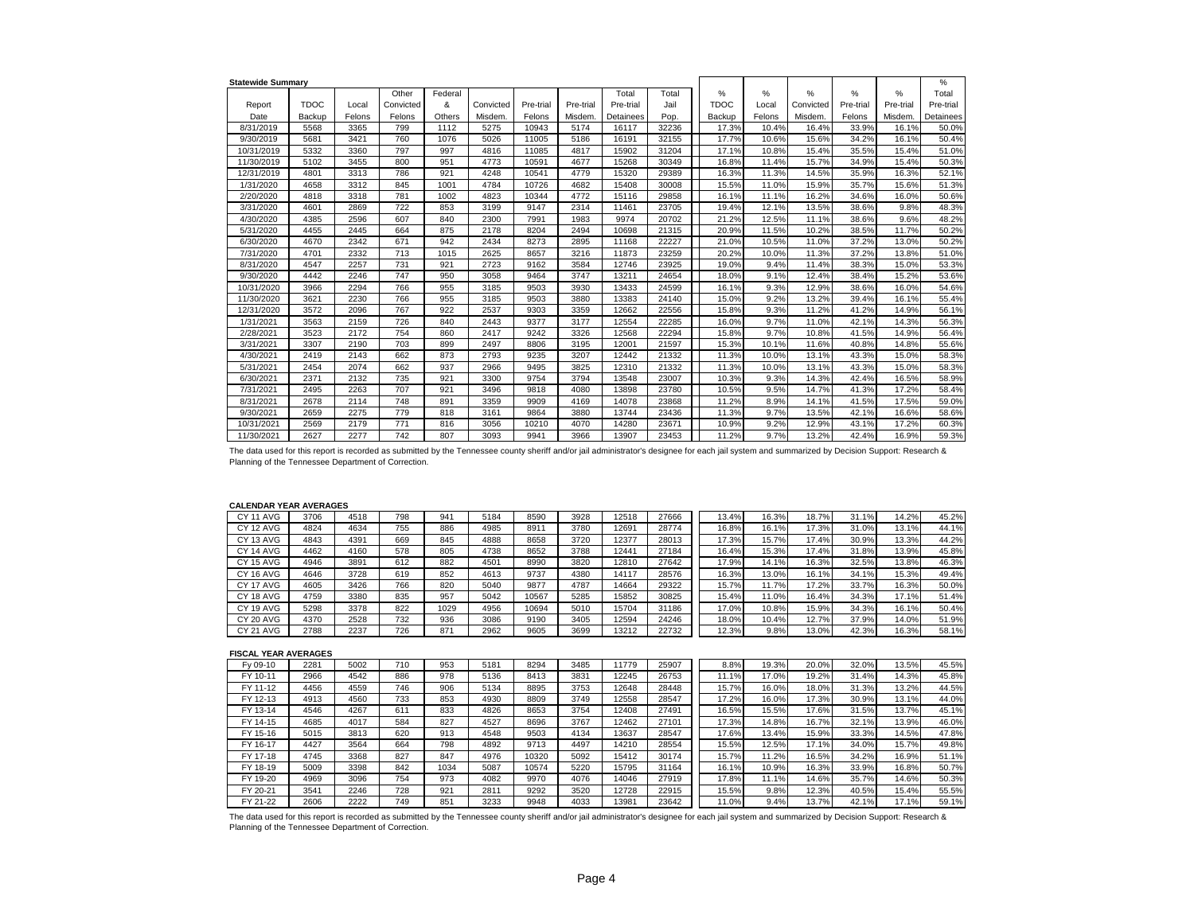**Statewide Summary**

| Report Date | TDOC Backup | Local Felons | Other Convicted Felons | Federal & Others | Convicted Misdem. | Pre-trial Felons | Pre-trial Misdem. | Total Pre-trial Detainees | Total Jail Pop. | % TDOC Backup | % Local Felons | % Convicted Misdem. | % Pre-trial Felons | % Pre-trial Misdem. | % Total Pre-trial Detainees |
|---|---|---|---|---|---|---|---|---|---|---|---|---|---|---|---|
| 8/31/2019 | 5568 | 3365 | 799 | 1112 | 5275 | 10943 | 5174 | 16117 | 32236 | 17.3% | 10.4% | 16.4% | 33.9% | 16.1% | 50.0% |
| 9/30/2019 | 5681 | 3421 | 760 | 1076 | 5026 | 11005 | 5186 | 16191 | 32155 | 17.7% | 10.6% | 15.6% | 34.2% | 16.1% | 50.4% |
| 10/31/2019 | 5332 | 3360 | 797 | 997 | 4816 | 11085 | 4817 | 15902 | 31204 | 17.1% | 10.8% | 15.4% | 35.5% | 15.4% | 51.0% |
| 11/30/2019 | 5102 | 3455 | 800 | 951 | 4773 | 10591 | 4677 | 15268 | 30349 | 16.8% | 11.4% | 15.7% | 34.9% | 15.4% | 50.3% |
| 12/31/2019 | 4801 | 3313 | 786 | 921 | 4248 | 10541 | 4779 | 15320 | 29389 | 16.3% | 11.3% | 14.5% | 35.9% | 16.3% | 52.1% |
| 1/31/2020 | 4658 | 3312 | 845 | 1001 | 4784 | 10726 | 4682 | 15408 | 30008 | 15.5% | 11.0% | 15.9% | 35.7% | 15.6% | 51.3% |
| 2/20/2020 | 4818 | 3318 | 781 | 1002 | 4823 | 10344 | 4772 | 15116 | 29858 | 16.1% | 11.1% | 16.2% | 34.6% | 16.0% | 50.6% |
| 3/31/2020 | 4601 | 2869 | 722 | 853 | 3199 | 9147 | 2314 | 11461 | 23705 | 19.4% | 12.1% | 13.5% | 38.6% | 9.8% | 48.3% |
| 4/30/2020 | 4385 | 2596 | 607 | 840 | 2300 | 7991 | 1983 | 9974 | 20702 | 21.2% | 12.5% | 11.1% | 38.6% | 9.6% | 48.2% |
| 5/31/2020 | 4455 | 2445 | 664 | 875 | 2178 | 8204 | 2494 | 10698 | 21315 | 20.9% | 11.5% | 10.2% | 38.5% | 11.7% | 50.2% |
| 6/30/2020 | 4670 | 2342 | 671 | 942 | 2434 | 8273 | 2895 | 11168 | 22227 | 21.0% | 10.5% | 11.0% | 37.2% | 13.0% | 50.2% |
| 7/31/2020 | 4701 | 2332 | 713 | 1015 | 2625 | 8657 | 3216 | 11873 | 23259 | 20.2% | 10.0% | 11.3% | 37.2% | 13.8% | 51.0% |
| 8/31/2020 | 4547 | 2257 | 731 | 921 | 2723 | 9162 | 3584 | 12746 | 23925 | 19.0% | 9.4% | 11.4% | 38.3% | 15.0% | 53.3% |
| 9/30/2020 | 4442 | 2246 | 747 | 950 | 3058 | 9464 | 3747 | 13211 | 24654 | 18.0% | 9.1% | 12.4% | 38.4% | 15.2% | 53.6% |
| 10/31/2020 | 3966 | 2294 | 766 | 955 | 3185 | 9503 | 3930 | 13433 | 24599 | 16.1% | 9.3% | 12.9% | 38.6% | 16.0% | 54.6% |
| 11/30/2020 | 3621 | 2230 | 766 | 955 | 3185 | 9503 | 3880 | 13383 | 24140 | 15.0% | 9.2% | 13.2% | 39.4% | 16.1% | 55.4% |
| 12/31/2020 | 3572 | 2096 | 767 | 922 | 2537 | 9303 | 3359 | 12662 | 22556 | 15.8% | 9.3% | 11.2% | 41.2% | 14.9% | 56.1% |
| 1/31/2021 | 3563 | 2159 | 726 | 840 | 2443 | 9377 | 3177 | 12554 | 22285 | 16.0% | 9.7% | 11.0% | 42.1% | 14.3% | 56.3% |
| 2/28/2021 | 3523 | 2172 | 754 | 860 | 2417 | 9242 | 3326 | 12568 | 22294 | 15.8% | 9.7% | 10.8% | 41.5% | 14.9% | 56.4% |
| 3/31/2021 | 3307 | 2190 | 703 | 899 | 2497 | 8806 | 3195 | 12001 | 21597 | 15.3% | 10.1% | 11.6% | 40.8% | 14.8% | 55.6% |
| 4/30/2021 | 2419 | 2143 | 662 | 873 | 2793 | 9235 | 3207 | 12442 | 21332 | 11.3% | 10.0% | 13.1% | 43.3% | 15.0% | 58.3% |
| 5/31/2021 | 2454 | 2074 | 662 | 937 | 2966 | 9495 | 3825 | 12310 | 21332 | 11.3% | 10.0% | 13.1% | 43.3% | 15.0% | 58.3% |
| 6/30/2021 | 2371 | 2132 | 735 | 921 | 3300 | 9754 | 3794 | 13548 | 23007 | 10.3% | 9.3% | 14.3% | 42.4% | 16.5% | 58.9% |
| 7/31/2021 | 2495 | 2263 | 707 | 921 | 3496 | 9818 | 4080 | 13898 | 23780 | 10.5% | 9.5% | 14.7% | 41.3% | 17.2% | 58.4% |
| 8/31/2021 | 2678 | 2114 | 748 | 891 | 3359 | 9909 | 4169 | 14078 | 23868 | 11.2% | 8.9% | 14.1% | 41.5% | 17.5% | 59.0% |
| 9/30/2021 | 2659 | 2275 | 779 | 818 | 3161 | 9864 | 3880 | 13744 | 23436 | 11.3% | 9.7% | 13.5% | 42.1% | 16.6% | 58.6% |
| 10/31/2021 | 2569 | 2179 | 771 | 816 | 3056 | 10210 | 4070 | 14280 | 23671 | 10.9% | 9.2% | 12.9% | 43.1% | 17.2% | 60.3% |
| 11/30/2021 | 2627 | 2277 | 742 | 807 | 3093 | 9941 | 3966 | 13907 | 23453 | 11.2% | 9.7% | 13.2% | 42.4% | 16.9% | 59.3% |

The data used for this report is recorded as submitted by the Tennessee county sheriff and/or jail administrator's designee for each jail system and summarized by Decision Support: Research & Planning of the Tennessee Department of Correction.

**CALENDAR YEAR AVERAGES**

| | | | | | | | | | | | | | | | |
|---|---|---|---|---|---|---|---|---|---|---|---|---|---|---|---|
| CY 11 AVG | 3706 | 4518 | 798 | 941 | 5184 | 8590 | 3928 | 12518 | 27666 | 13.4% | 16.3% | 18.7% | 31.1% | 14.2% | 45.2% |
| CY 12 AVG | 4824 | 4634 | 755 | 886 | 4985 | 8911 | 3780 | 12691 | 28774 | 16.8% | 16.1% | 17.3% | 31.0% | 13.1% | 44.1% |
| CY 13 AVG | 4843 | 4391 | 669 | 845 | 4888 | 8658 | 3720 | 12377 | 28013 | 17.3% | 15.7% | 17.4% | 30.9% | 13.3% | 44.2% |
| CY 14 AVG | 4462 | 4160 | 578 | 805 | 4738 | 8652 | 3788 | 12441 | 27184 | 16.4% | 15.3% | 17.4% | 31.8% | 13.9% | 45.8% |
| CY 15 AVG | 4946 | 3891 | 612 | 882 | 4501 | 8990 | 3820 | 12810 | 27642 | 17.9% | 14.1% | 16.3% | 32.5% | 13.8% | 46.3% |
| CY 16 AVG | 4646 | 3728 | 619 | 852 | 4613 | 9737 | 4380 | 14117 | 28576 | 16.3% | 13.0% | 16.1% | 34.1% | 15.3% | 49.4% |
| CY 17 AVG | 4605 | 3426 | 766 | 820 | 5040 | 9877 | 4787 | 14664 | 29322 | 15.7% | 11.7% | 17.2% | 33.7% | 16.3% | 50.0% |
| CY 18 AVG | 4759 | 3380 | 835 | 957 | 5042 | 10567 | 5285 | 15852 | 30825 | 15.4% | 11.0% | 16.4% | 34.3% | 17.1% | 51.4% |
| CY 19 AVG | 5298 | 3378 | 822 | 1029 | 4956 | 10694 | 5010 | 15704 | 31186 | 17.0% | 10.8% | 15.9% | 34.3% | 16.1% | 50.4% |
| CY 20 AVG | 4370 | 2528 | 732 | 936 | 3086 | 9190 | 3405 | 12594 | 24246 | 18.0% | 10.4% | 12.7% | 37.9% | 14.0% | 51.9% |
| CY 21 AVG | 2788 | 2237 | 726 | 871 | 2962 | 9605 | 3699 | 13212 | 22732 | 12.3% | 9.8% | 13.0% | 42.3% | 16.3% | 58.1% |

**FISCAL YEAR AVERAGES**

| | | | | | | | | | | | | | | | |
|---|---|---|---|---|---|---|---|---|---|---|---|---|---|---|---|
| Fy 09-10 | 2281 | 5002 | 710 | 953 | 5181 | 8294 | 3485 | 11779 | 25907 | 8.8% | 19.3% | 20.0% | 32.0% | 13.5% | 45.5% |
| FY 10-11 | 2966 | 4542 | 886 | 978 | 5136 | 8413 | 3831 | 12245 | 26753 | 11.1% | 17.0% | 19.2% | 31.4% | 14.3% | 45.8% |
| FY 11-12 | 4456 | 4559 | 746 | 906 | 5134 | 8895 | 3753 | 12648 | 28448 | 15.7% | 16.0% | 18.0% | 31.3% | 13.2% | 44.5% |
| FY 12-13 | 4913 | 4560 | 733 | 853 | 4930 | 8809 | 3749 | 12558 | 28547 | 17.2% | 16.0% | 17.3% | 30.9% | 13.1% | 44.0% |
| FY 13-14 | 4546 | 4267 | 611 | 833 | 4826 | 8653 | 3754 | 12408 | 27491 | 16.5% | 15.5% | 17.6% | 31.5% | 13.7% | 45.1% |
| FY 14-15 | 4685 | 4017 | 584 | 827 | 4527 | 8696 | 3767 | 12462 | 27101 | 17.3% | 14.8% | 16.7% | 32.1% | 13.9% | 46.0% |
| FY 15-16 | 5015 | 3813 | 620 | 913 | 4548 | 9503 | 4134 | 13637 | 28547 | 17.6% | 13.4% | 15.9% | 33.3% | 14.5% | 47.8% |
| FY 16-17 | 4427 | 3564 | 664 | 798 | 4892 | 9713 | 4497 | 14210 | 28554 | 15.5% | 12.5% | 17.1% | 34.0% | 15.7% | 49.8% |
| FY 17-18 | 4745 | 3368 | 827 | 847 | 4976 | 10320 | 5092 | 15412 | 30174 | 15.7% | 11.2% | 16.5% | 34.2% | 16.9% | 51.1% |
| FY 18-19 | 5009 | 3398 | 842 | 1034 | 5087 | 10574 | 5220 | 15795 | 31164 | 16.1% | 10.9% | 16.3% | 33.9% | 16.8% | 50.7% |
| FY 19-20 | 4969 | 3096 | 754 | 973 | 4082 | 9970 | 4076 | 14046 | 27919 | 17.8% | 11.1% | 14.6% | 35.7% | 14.6% | 50.3% |
| FY 20-21 | 3541 | 2246 | 728 | 921 | 2811 | 9292 | 3520 | 12728 | 22915 | 15.5% | 9.8% | 12.3% | 40.5% | 15.4% | 55.5% |
| FY 21-22 | 2606 | 2222 | 749 | 851 | 3233 | 9948 | 4033 | 13981 | 23642 | 11.0% | 9.4% | 13.7% | 42.1% | 17.1% | 59.1% |

The data used for this report is recorded as submitted by the Tennessee county sheriff and/or jail administrator's designee for each jail system and summarized by Decision Support: Research & Planning of the Tennessee Department of Correction.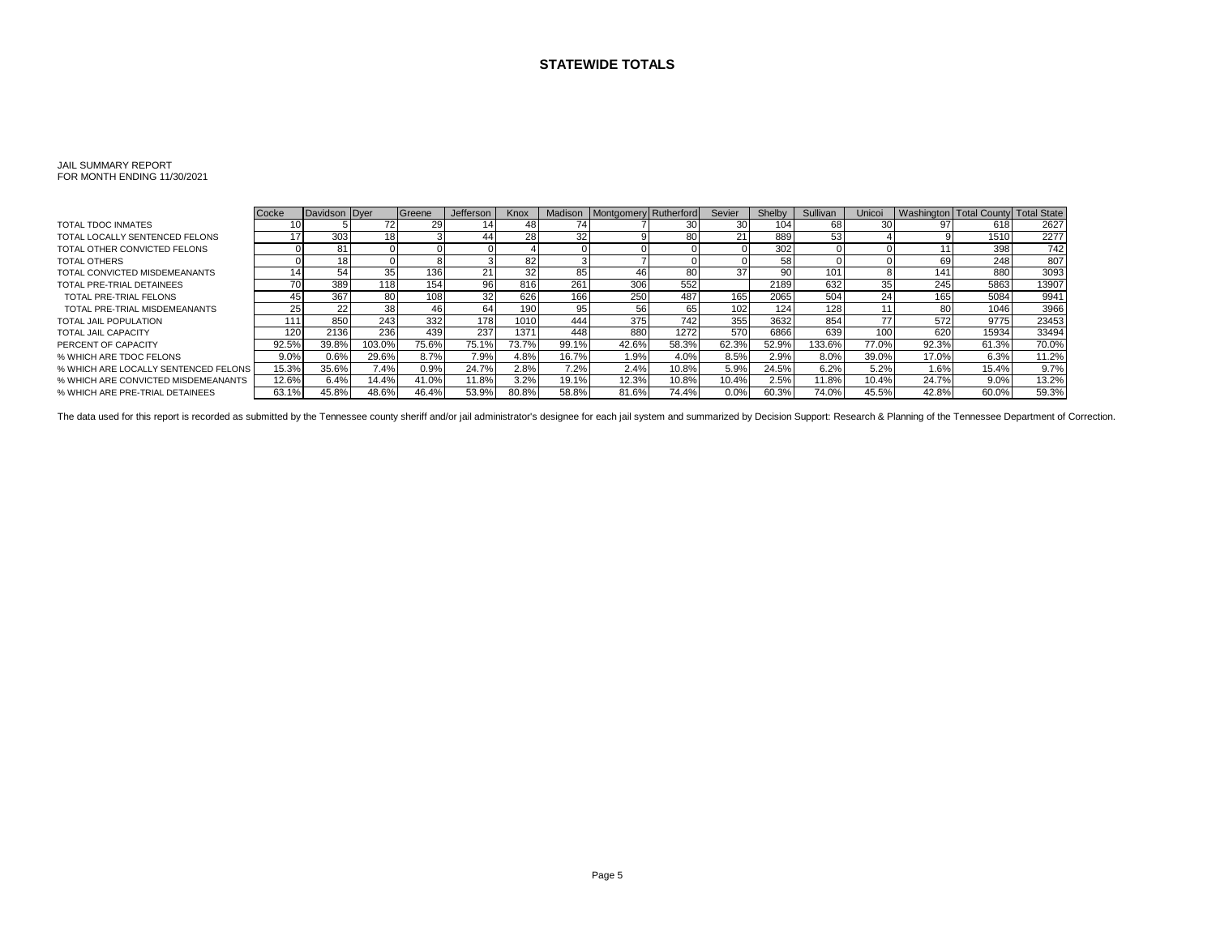## STATEWIDE TOTALS

JAIL SUMMARY REPORT
FOR MONTH ENDING 11/30/2021

| | Cocke | Davidson | Dyer | Greene | Jefferson | Knox | Madison | Montgomery | Rutherford | Sevier | Shelby | Sullivan | Unicoi | Washington | Total County | Total State |
|---|---|---|---|---|---|---|---|---|---|---|---|---|---|---|---|---|
| TOTAL TDOC INMATES | 10 | 5 | 72 | 29 | 14 | 48 | 74 | 7 | 30 | 30 | 104 | 68 | 30 | 97 | 618 | 2627 |
| TOTAL LOCALLY SENTENCED FELONS | 17 | 303 | 18 | 3 | 44 | 28 | 32 | 9 | 80 | 21 | 889 | 53 | 4 | 9 | 1510 | 2277 |
| TOTAL OTHER CONVICTED FELONS | 0 | 81 | 0 | 0 | 0 | 4 | 0 | 0 | 0 | 0 | 302 | 0 | 0 | 11 | 398 | 742 |
| TOTAL OTHERS | 0 | 18 | 0 | 8 | 3 | 82 | 3 | 7 | 0 | 0 | 58 | 0 | 0 | 69 | 248 | 807 |
| TOTAL CONVICTED MISDEMEANANTS | 14 | 54 | 35 | 136 | 21 | 32 | 85 | 46 | 80 | 37 | 90 | 101 | 8 | 141 | 880 | 3093 |
| TOTAL PRE-TRIAL DETAINEES | 70 | 389 | 118 | 154 | 96 | 816 | 261 | 306 | 552 | | 2189 | 632 | 35 | 245 | 5863 | 13907 |
| TOTAL PRE-TRIAL FELONS | 45 | 367 | 80 | 108 | 32 | 626 | 166 | 250 | 487 | 165 | 2065 | 504 | 24 | 165 | 5084 | 9941 |
| TOTAL PRE-TRIAL MISDEMEANANTS | 25 | 22 | 38 | 46 | 64 | 190 | 95 | 56 | 65 | 102 | 124 | 128 | 11 | 80 | 1046 | 3966 |
| TOTAL JAIL POPULATION | 111 | 850 | 243 | 332 | 178 | 1010 | 444 | 375 | 742 | 355 | 3632 | 854 | 77 | 572 | 9775 | 23453 |
| TOTAL JAIL CAPACITY | 120 | 2136 | 236 | 439 | 237 | 1371 | 448 | 880 | 1272 | 570 | 6866 | 639 | 100 | 620 | 15934 | 33494 |
| PERCENT OF CAPACITY | 92.5% | 39.8% | 103.0% | 75.6% | 75.1% | 73.7% | 99.1% | 42.6% | 58.3% | 62.3% | 52.9% | 133.6% | 77.0% | 92.3% | 61.3% | 70.0% |
| % WHICH ARE TDOC FELONS | 9.0% | 0.6% | 29.6% | 8.7% | 7.9% | 4.8% | 16.7% | 1.9% | 4.0% | 8.5% | 2.9% | 8.0% | 39.0% | 17.0% | 6.3% | 11.2% |
| % WHICH ARE LOCALLY SENTENCED FELONS | 15.3% | 35.6% | 7.4% | 0.9% | 24.7% | 2.8% | 7.2% | 2.4% | 10.8% | 5.9% | 24.5% | 6.2% | 5.2% | 1.6% | 15.4% | 9.7% |
| % WHICH ARE CONVICTED MISDEMEANANTS | 12.6% | 6.4% | 14.4% | 41.0% | 11.8% | 3.2% | 19.1% | 12.3% | 10.8% | 10.4% | 2.5% | 11.8% | 10.4% | 24.7% | 9.0% | 13.2% |
| % WHICH ARE PRE-TRIAL DETAINEES | 63.1% | 45.8% | 48.6% | 46.4% | 53.9% | 80.8% | 58.8% | 81.6% | 74.4% | 0.0% | 60.3% | 74.0% | 45.5% | 42.8% | 60.0% | 59.3% |

The data used for this report is recorded as submitted by the Tennessee county sheriff and/or jail administrator's designee for each jail system and summarized by Decision Support: Research & Planning of the Tennessee Department of Correction.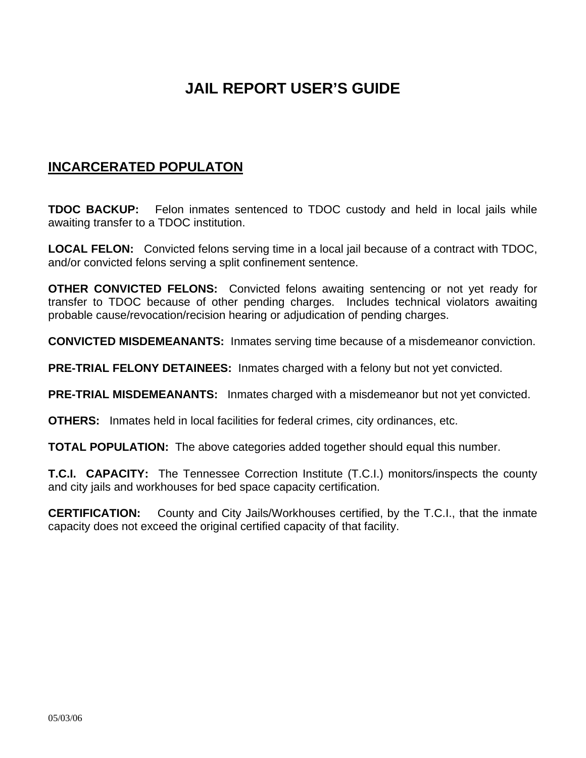# JAIL REPORT USER'S GUIDE

## INCARCERATED POPULATON

**TDOC BACKUP:** Felon inmates sentenced to TDOC custody and held in local jails while awaiting transfer to a TDOC institution.

**LOCAL FELON:** Convicted felons serving time in a local jail because of a contract with TDOC, and/or convicted felons serving a split confinement sentence.

**OTHER CONVICTED FELONS:** Convicted felons awaiting sentencing or not yet ready for transfer to TDOC because of other pending charges. Includes technical violators awaiting probable cause/revocation/recision hearing or adjudication of pending charges.

**CONVICTED MISDEMEANANTS:** Inmates serving time because of a misdemeanor conviction.

**PRE-TRIAL FELONY DETAINEES:** Inmates charged with a felony but not yet convicted.

**PRE-TRIAL MISDEMEANANTS:** Inmates charged with a misdemeanor but not yet convicted.

**OTHERS:** Inmates held in local facilities for federal crimes, city ordinances, etc.

**TOTAL POPULATION:** The above categories added together should equal this number.

**T.C.I. CAPACITY:** The Tennessee Correction Institute (T.C.I.) monitors/inspects the county and city jails and workhouses for bed space capacity certification.

**CERTIFICATION:** County and City Jails/Workhouses certified, by the T.C.I., that the inmate capacity does not exceed the original certified capacity of that facility.

05/03/06